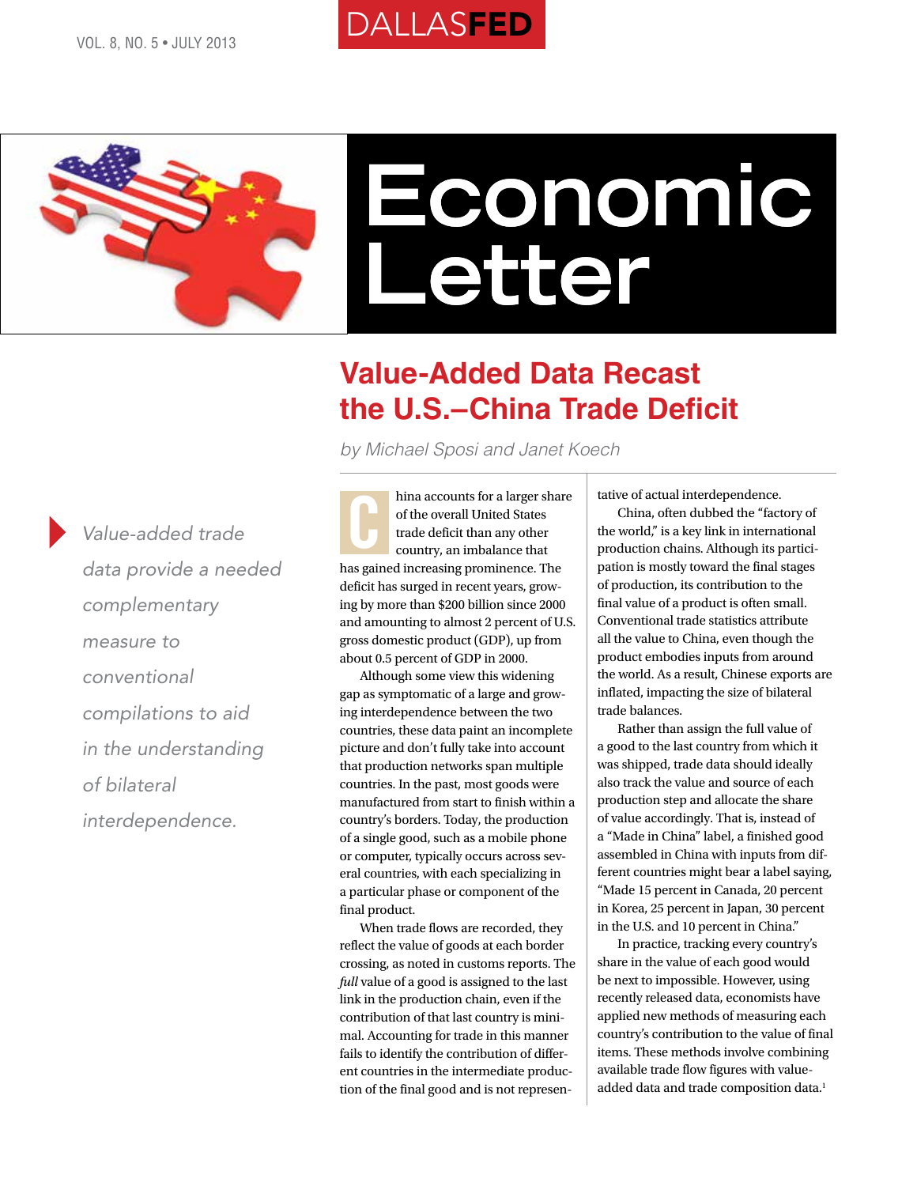# Economic Letter

## Value-Added Data Recast the U.S.–China Trade Deficit

*by Michael Sposi and Janet Koech*

*Value-added trade data provide a needed complementary measure to conventional compilations to aid in the understanding of bilateral interdependence.*

China accounts for a larger share of the overall United States trade deficit than any other country, an imbalance that has gained increasing prominence. The deficit has surged in recent years, growing by more than $200 billion since 2000 and amounting to almost 2 percent of U.S. gross domestic product (GDP), up from about 0.5 percent of GDP in 2000.

Although some view this widening gap as symptomatic of a large and growing interdependence between the two countries, these data paint an incomplete picture and don't fully take into account that production networks span multiple countries. In the past, most goods were manufactured from start to finish within a country's borders. Today, the production of a single good, such as a mobile phone or computer, typically occurs across several countries, with each specializing in a particular phase or component of the final product.

When trade flows are recorded, they reflect the value of goods at each border crossing, as noted in customs reports. The *full* value of a good is assigned to the last link in the production chain, even if the contribution of that last country is minimal. Accounting for trade in this manner fails to identify the contribution of different countries in the intermediate production of the final good and is not representative of actual interdependence.

China, often dubbed the "factory of the world," is a key link in international production chains. Although its participation is mostly toward the final stages of production, its contribution to the final value of a product is often small. Conventional trade statistics attribute all the value to China, even though the product embodies inputs from around the world. As a result, Chinese exports are inflated, impacting the size of bilateral trade balances.

Rather than assign the full value of a good to the last country from which it was shipped, trade data should ideally also track the value and source of each production step and allocate the share of value accordingly. That is, instead of a "Made in China" label, a finished good assembled in China with inputs from different countries might bear a label saying, "Made 15 percent in Canada, 20 percent in Korea, 25 percent in Japan, 30 percent in the U.S. and 10 percent in China."

In practice, tracking every country's share in the value of each good would be next to impossible. However, using recently released data, economists have applied new methods of measuring each country's contribution to the value of final items. These methods involve combining available trade flow figures with value-added data and trade composition data.[1]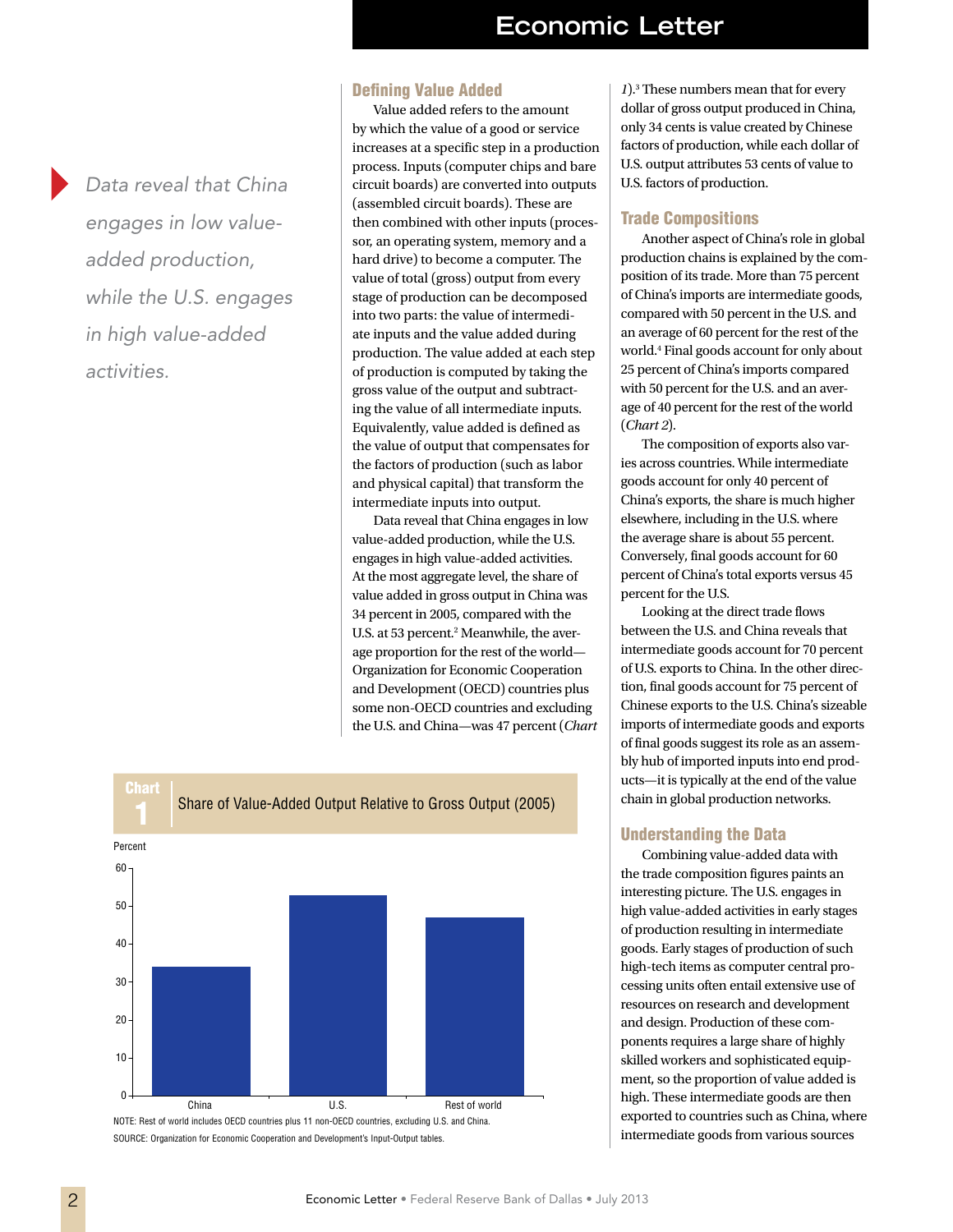> Data reveal that China engages in low value-added production, while the U.S. engages in high value-added activities.

## Defining Value Added

Value added refers to the amount by which the value of a good or service increases at a specific step in a production process. Inputs (computer chips and bare circuit boards) are converted into outputs (assembled circuit boards). These are then combined with other inputs (processor, an operating system, memory and a hard drive) to become a computer. The value of total (gross) output from every stage of production can be decomposed into two parts: the value of intermediate inputs and the value added during production. The value added at each step of production is computed by taking the gross value of the output and subtracting the value of all intermediate inputs. Equivalently, value added is defined as the value of output that compensates for the factors of production (such as labor and physical capital) that transform the intermediate inputs into output.

Data reveal that China engages in low value-added production, while the U.S. engages in high value-added activities. At the most aggregate level, the share of value added in gross output in China was 34 percent in 2005, compared with the U.S. at 53 percent.[2] Meanwhile, the average proportion for the rest of the world—Organization for Economic Cooperation and Development (OECD) countries plus some non-OECD countries and excluding the U.S. and China—was 47 percent (*Chart 1*).[3] These numbers mean that for every dollar of gross output produced in China, only 34 cents is value created by Chinese factors of production, while each dollar of U.S. output attributes 53 cents of value to U.S. factors of production.

**Chart 1: Share of Value-Added Output Relative to Gross Output (2005)**

| | Percent |
|---|---|
| China | 34 |
| U.S. | 53 |
| Rest of world | 47 |

NOTE: Rest of world includes OECD countries plus 11 non-OECD countries, excluding U.S. and China.

SOURCE: Organization for Economic Cooperation and Development's Input-Output tables.

## Trade Compositions

Another aspect of China's role in global production chains is explained by the composition of its trade. More than 75 percent of China's imports are intermediate goods, compared with 50 percent in the U.S. and an average of 60 percent for the rest of the world.[4] Final goods account for only about 25 percent of China's imports compared with 50 percent for the U.S. and an average of 40 percent for the rest of the world (*Chart 2*).

The composition of exports also varies across countries. While intermediate goods account for only 40 percent of China's exports, the share is much higher elsewhere, including in the U.S. where the average share is about 55 percent. Conversely, final goods account for 60 percent of China's total exports versus 45 percent for the U.S.

Looking at the direct trade flows between the U.S. and China reveals that intermediate goods account for 70 percent of U.S. exports to China. In the other direction, final goods account for 75 percent of Chinese exports to the U.S. China's sizeable imports of intermediate goods and exports of final goods suggest its role as an assembly hub of imported inputs into end products—it is typically at the end of the value chain in global production networks.

## Understanding the Data

Combining value-added data with the trade composition figures paints an interesting picture. The U.S. engages in high value-added activities in early stages of production resulting in intermediate goods. Early stages of production of such high-tech items as computer central processing units often entail extensive use of resources on research and development and design. Production of these components requires a large share of highly skilled workers and sophisticated equipment, so the proportion of value added is high. These intermediate goods are then exported to countries such as China, where intermediate goods from various sources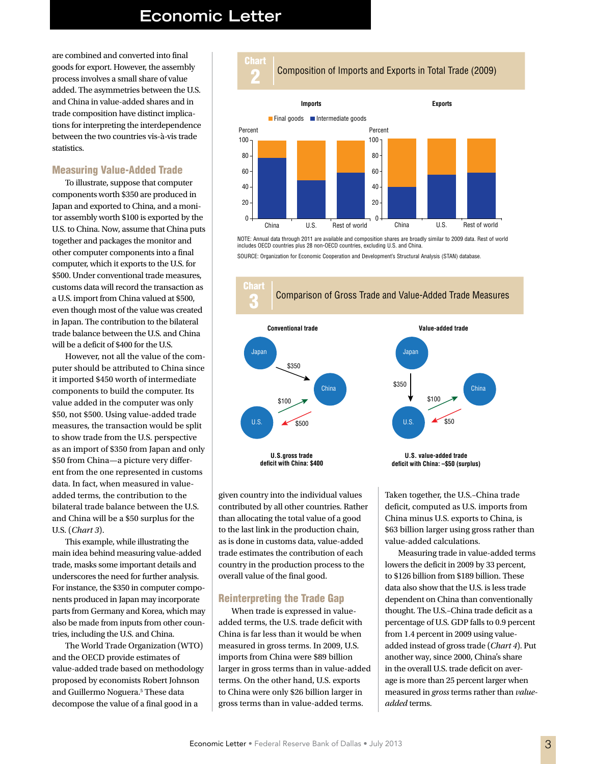are combined and converted into final goods for export. However, the assembly process involves a small share of value added. The asymmetries between the U.S. and China in value-added shares and in trade composition have distinct implications for interpreting the interdependence between the two countries vis-à-vis trade statistics.

## Measuring Value-Added Trade

To illustrate, suppose that computer components worth $350 are produced in Japan and exported to China, and a monitor assembly worth $100 is exported by the U.S. to China. Now, assume that China puts together and packages the monitor and other computer components into a final computer, which it exports to the U.S. for $500. Under conventional trade measures, customs data will record the transaction as a U.S. import from China valued at $500, even though most of the value was created in Japan. The contribution to the bilateral trade balance between the U.S. and China will be a deficit of $400 for the U.S.

However, not all the value of the computer should be attributed to China since it imported $450 worth of intermediate components to build the computer. Its value added in the computer was only $50, not $500. Using value-added trade measures, the transaction would be split to show trade from the U.S. perspective as an import of $350 from Japan and only $50 from China—a picture very different from the one represented in customs data. In fact, when measured in value-added terms, the contribution to the bilateral trade balance between the U.S. and China will be a $50 surplus for the U.S. (*Chart 3*).

This example, while illustrating the main idea behind measuring value-added trade, masks some important details and underscores the need for further analysis. For instance, the $350 in computer components produced in Japan may incorporate parts from Germany and Korea, which may also be made from inputs from other countries, including the U.S. and China.

The World Trade Organization (WTO) and the OECD provide estimates of value-added trade based on methodology proposed by economists Robert Johnson and Guillermo Noguera.[5] These data decompose the value of a final good in a given country into the individual values contributed by all other countries. Rather than allocating the total value of a good to the last link in the production chain, as is done in customs data, value-added trade estimates the contribution of each country in the production process to the overall value of the final good.

**Chart 2** Composition of Imports and Exports in Total Trade (2009)

NOTE: Annual data through 2011 are available and composition shares are broadly similar to 2009 data. Rest of world includes OECD countries plus 28 non-OECD countries, excluding U.S. and China.

SOURCE: Organization for Economic Cooperation and Development's Structural Analysis (STAN) database.

**Chart 3** Comparison of Gross Trade and Value-Added Trade Measures

U.S. gross trade deficit with China: $400

U.S. value-added trade deficit with China: –$50 (surplus)

## Reinterpreting the Trade Gap

When trade is expressed in value-added terms, the U.S. trade deficit with China is far less than it would be when measured in gross terms. In 2009, U.S. imports from China were $89 billion larger in gross terms than in value-added terms. On the other hand, U.S. exports to China were only $26 billion larger in gross terms than in value-added terms. Taken together, the U.S.–China trade deficit, computed as U.S. imports from China minus U.S. exports to China, is $63 billion larger using gross rather than value-added calculations.

Measuring trade in value-added terms lowers the deficit in 2009 by 33 percent, to $126 billion from $189 billion. These data also show that the U.S. is less trade dependent on China than conventionally thought. The U.S.–China trade deficit as a percentage of U.S. GDP falls to 0.9 percent from 1.4 percent in 2009 using value-added instead of gross trade (*Chart 4*). Put another way, since 2000, China's share in the overall U.S. trade deficit on average is more than 25 percent larger when measured in *gross* terms rather than *value-added* terms.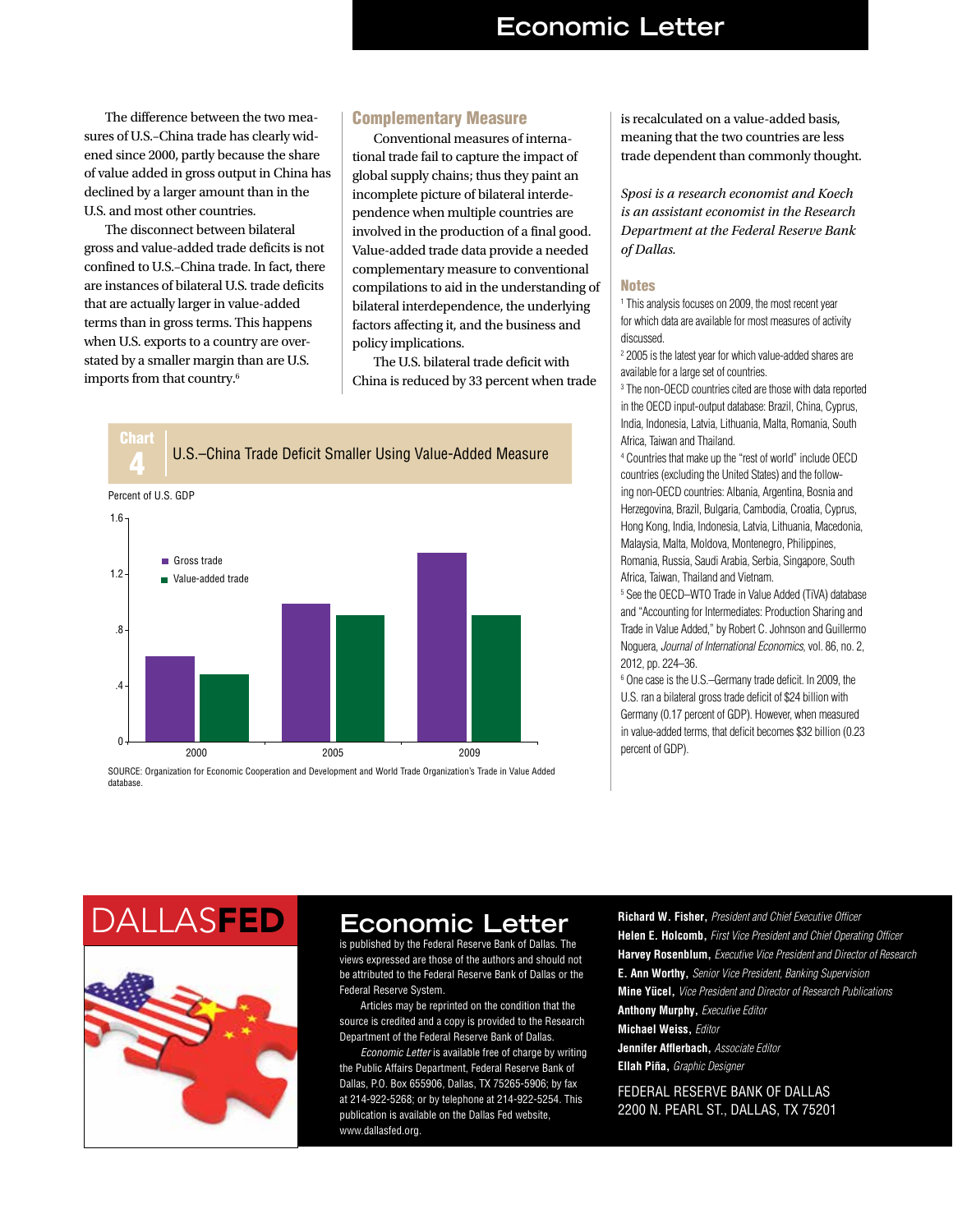The difference between the two measures of U.S.–China trade has clearly widened since 2000, partly because the share of value added in gross output in China has declined by a larger amount than in the U.S. and most other countries.

The disconnect between bilateral gross and value-added trade deficits is not confined to U.S.–China trade. In fact, there are instances of bilateral U.S. trade deficits that are actually larger in value-added terms than in gross terms. This happens when U.S. exports to a country are overstated by a smaller margin than are U.S. imports from that country.[6]

## Complementary Measure

Conventional measures of international trade fail to capture the impact of global supply chains; thus they paint an incomplete picture of bilateral interdependence when multiple countries are involved in the production of a final good. Value-added trade data provide a needed complementary measure to conventional compilations to aid in the understanding of bilateral interdependence, the underlying factors affecting it, and the business and policy implications.

The U.S. bilateral trade deficit with China is reduced by 33 percent when trade is recalculated on a value-added basis, meaning that the two countries are less trade dependent than commonly thought.

**Chart 4** U.S.–China Trade Deficit Smaller Using Value-Added Measure

Percent of U.S. GDP

1.6
1.2
.8
.4
0

Gross trade
Value-added trade

2000
2005
2009

SOURCE: Organization for Economic Cooperation and Development and World Trade Organization's Trade in Value Added database.

*Sposi is a research economist and Koech is an assistant economist in the Research Department at the Federal Reserve Bank of Dallas.*

## Notes

[1] This analysis focuses on 2009, the most recent year for which data are available for most measures of activity discussed.

[2] 2005 is the latest year for which value-added shares are available for a large set of countries.

[3] The non-OECD countries cited are those with data reported in the OECD input-output database: Brazil, China, Cyprus, India, Indonesia, Latvia, Lithuania, Malta, Romania, South Africa, Taiwan and Thailand.

[4] Countries that make up the "rest of world" include OECD countries (excluding the United States) and the following non-OECD countries: Albania, Argentina, Bosnia and Herzegovina, Brazil, Bulgaria, Cambodia, Croatia, Cyprus, Hong Kong, India, Indonesia, Latvia, Lithuania, Macedonia, Malaysia, Malta, Moldova, Montenegro, Philippines, Romania, Russia, Saudi Arabia, Serbia, Singapore, South Africa, Taiwan, Thailand and Vietnam.

[5] See the OECD–WTO Trade in Value Added (TiVA) database and "Accounting for Intermediates: Production Sharing and Trade in Value Added," by Robert C. Johnson and Guillermo Noguera, *Journal of International Economics*, vol. 86, no. 2, 2012, pp. 224–36.

[6] One case is the U.S.–Germany trade deficit. In 2009, the U.S. ran a bilateral gross trade deficit of $24 billion with Germany (0.17 percent of GDP). However, when measured in value-added terms, that deficit becomes $32 billion (0.23 percent of GDP).

DALLASFED

# Economic Letter

is published by the Federal Reserve Bank of Dallas. The views expressed are those of the authors and should not be attributed to the Federal Reserve Bank of Dallas or the Federal Reserve System.

Articles may be reprinted on the condition that the source is credited and a copy is provided to the Research Department of the Federal Reserve Bank of Dallas.

*Economic Letter* is available free of charge by writing the Public Affairs Department, Federal Reserve Bank of Dallas, P.O. Box 655906, Dallas, TX 75265-5906; by fax at 214-922-5268; or by telephone at 214-922-5254. This publication is available on the Dallas Fed website, www.dallasfed.org.

**Richard W. Fisher,** *President and Chief Executive Officer*
**Helen E. Holcomb,** *First Vice President and Chief Operating Officer*
**Harvey Rosenblum,** *Executive Vice President and Director of Research*
**E. Ann Worthy,** *Senior Vice President, Banking Supervision*
**Mine Yücel,** *Vice President and Director of Research Publications*
**Anthony Murphy,** *Executive Editor*
**Michael Weiss,** *Editor*
**Jennifer Afflerbach,** *Associate Editor*
**Ellah Piña,** *Graphic Designer*

FEDERAL RESERVE BANK OF DALLAS
2200 N. PEARL ST., DALLAS, TX 75201